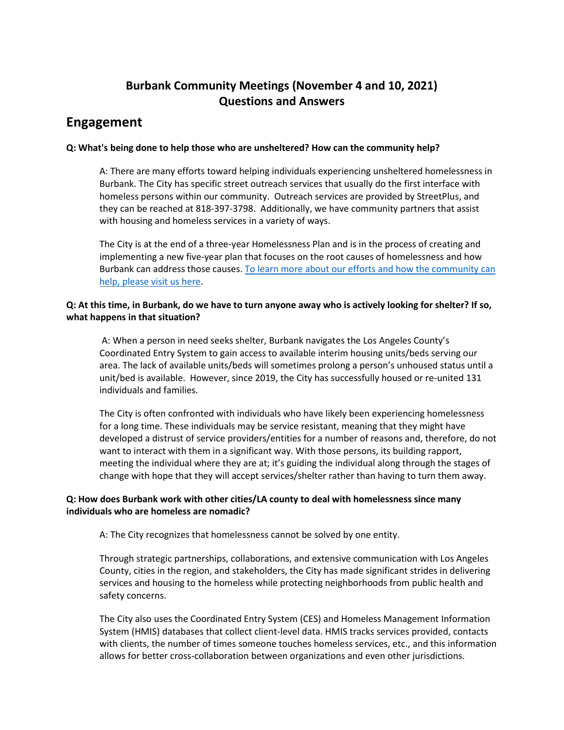# Burbank Community Meetings (November 4 and 10, 2021)
# Questions and Answers

## Engagement

**Q: What's being done to help those who are unsheltered? How can the community help?**

A: There are many efforts toward helping individuals experiencing unsheltered homelessness in Burbank. The City has specific street outreach services that usually do the first interface with homeless persons within our community. Outreach services are provided by StreetPlus, and they can be reached at 818-397-3798. Additionally, we have community partners that assist with housing and homeless services in a variety of ways.

The City is at the end of a three-year Homelessness Plan and is in the process of creating and implementing a new five-year plan that focuses on the root causes of homelessness and how Burbank can address those causes. [To learn more about our efforts and how the community can help, please visit us here].

**Q: At this time, in Burbank, do we have to turn anyone away who is actively looking for shelter? If so, what happens in that situation?**

A: When a person in need seeks shelter, Burbank navigates the Los Angeles County's Coordinated Entry System to gain access to available interim housing units/beds serving our area. The lack of available units/beds will sometimes prolong a person's unhoused status until a unit/bed is available. However, since 2019, the City has successfully housed or re-united 131 individuals and families.

The City is often confronted with individuals who have likely been experiencing homelessness for a long time. These individuals may be service resistant, meaning that they might have developed a distrust of service providers/entities for a number of reasons and, therefore, do not want to interact with them in a significant way. With those persons, its building rapport, meeting the individual where they are at; it's guiding the individual along through the stages of change with hope that they will accept services/shelter rather than having to turn them away.

**Q: How does Burbank work with other cities/LA county to deal with homelessness since many individuals who are homeless are nomadic?**

A: The City recognizes that homelessness cannot be solved by one entity.

Through strategic partnerships, collaborations, and extensive communication with Los Angeles County, cities in the region, and stakeholders, the City has made significant strides in delivering services and housing to the homeless while protecting neighborhoods from public health and safety concerns.

The City also uses the Coordinated Entry System (CES) and Homeless Management Information System (HMIS) databases that collect client-level data. HMIS tracks services provided, contacts with clients, the number of times someone touches homeless services, etc., and this information allows for better cross-collaboration between organizations and even other jurisdictions.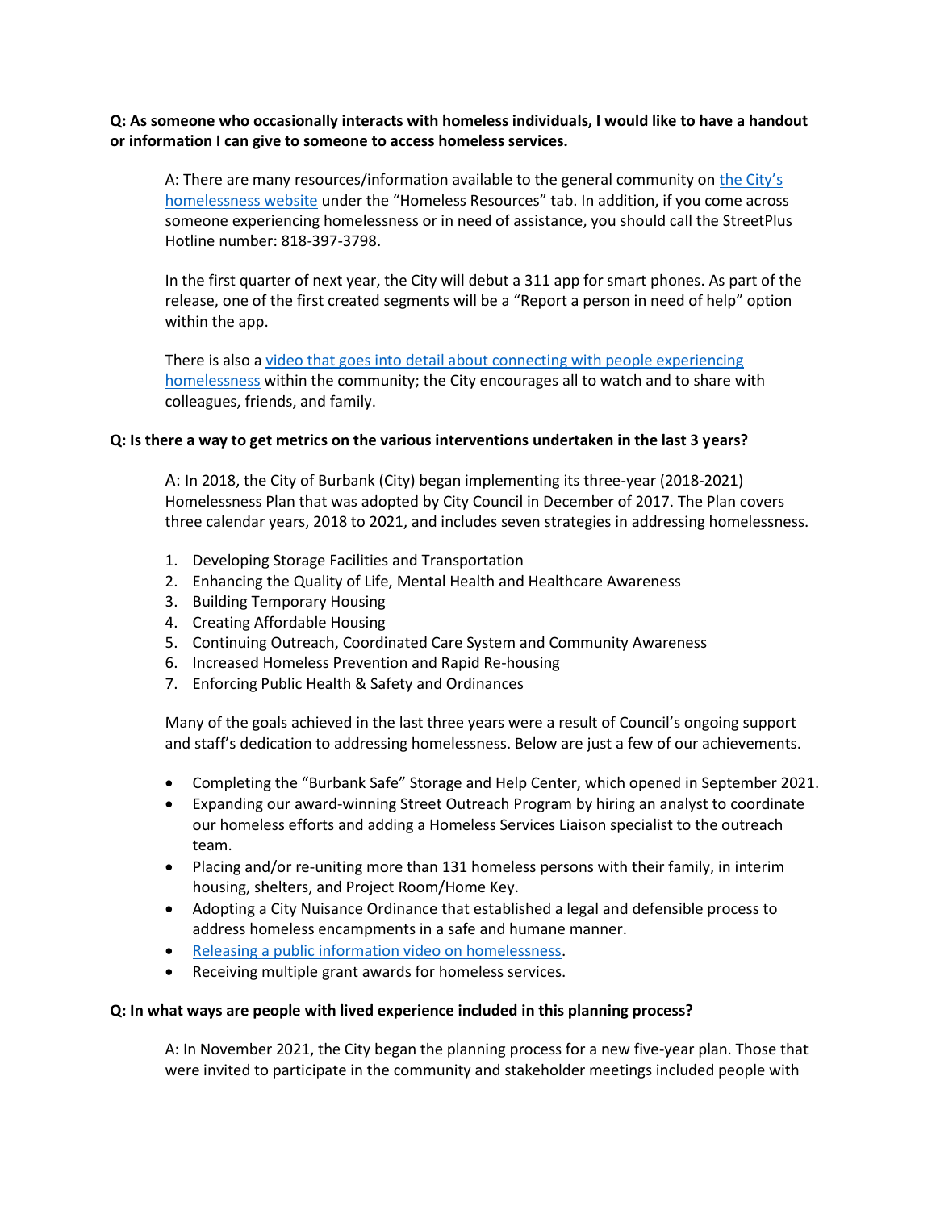**Q: As someone who occasionally interacts with homeless individuals, I would like to have a handout or information I can give to someone to access homeless services.**

A: There are many resources/information available to the general community on the City's homelessness website under the "Homeless Resources" tab. In addition, if you come across someone experiencing homelessness or in need of assistance, you should call the StreetPlus Hotline number: 818-397-3798.

In the first quarter of next year, the City will debut a 311 app for smart phones. As part of the release, one of the first created segments will be a "Report a person in need of help" option within the app.

There is also a video that goes into detail about connecting with people experiencing homelessness within the community; the City encourages all to watch and to share with colleagues, friends, and family.

**Q: Is there a way to get metrics on the various interventions undertaken in the last 3 years?**

A: In 2018, the City of Burbank (City) began implementing its three-year (2018-2021) Homelessness Plan that was adopted by City Council in December of 2017. The Plan covers three calendar years, 2018 to 2021, and includes seven strategies in addressing homelessness.

1. Developing Storage Facilities and Transportation
2. Enhancing the Quality of Life, Mental Health and Healthcare Awareness
3. Building Temporary Housing
4. Creating Affordable Housing
5. Continuing Outreach, Coordinated Care System and Community Awareness
6. Increased Homeless Prevention and Rapid Re-housing
7. Enforcing Public Health & Safety and Ordinances

Many of the goals achieved in the last three years were a result of Council's ongoing support and staff's dedication to addressing homelessness. Below are just a few of our achievements.

- Completing the "Burbank Safe" Storage and Help Center, which opened in September 2021.
- Expanding our award-winning Street Outreach Program by hiring an analyst to coordinate our homeless efforts and adding a Homeless Services Liaison specialist to the outreach team.
- Placing and/or re-uniting more than 131 homeless persons with their family, in interim housing, shelters, and Project Room/Home Key.
- Adopting a City Nuisance Ordinance that established a legal and defensible process to address homeless encampments in a safe and humane manner.
- Releasing a public information video on homelessness.
- Receiving multiple grant awards for homeless services.

**Q: In what ways are people with lived experience included in this planning process?**

A: In November 2021, the City began the planning process for a new five-year plan. Those that were invited to participate in the community and stakeholder meetings included people with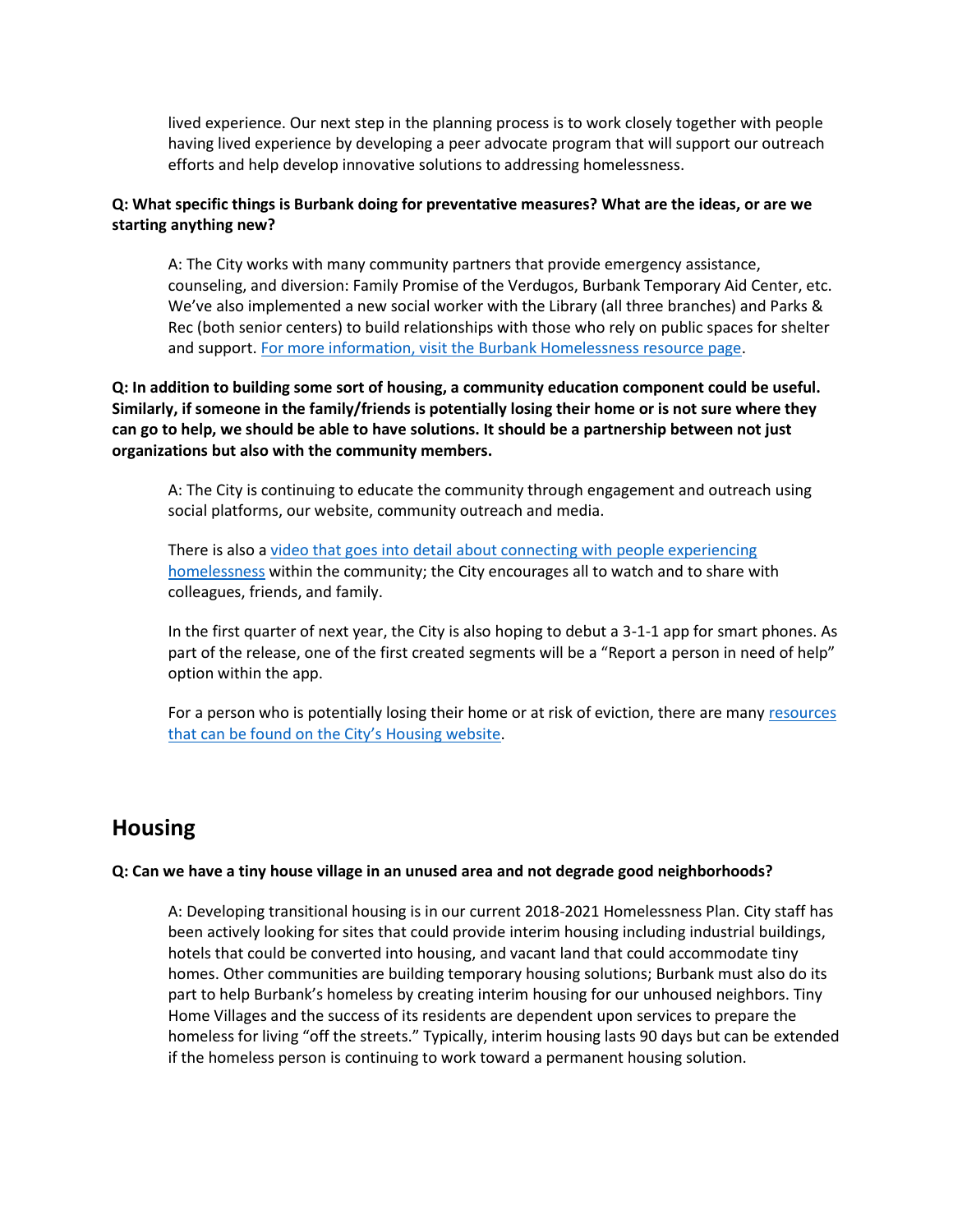lived experience. Our next step in the planning process is to work closely together with people having lived experience by developing a peer advocate program that will support our outreach efforts and help develop innovative solutions to addressing homelessness.

**Q: What specific things is Burbank doing for preventative measures? What are the ideas, or are we starting anything new?**

A: The City works with many community partners that provide emergency assistance, counseling, and diversion: Family Promise of the Verdugos, Burbank Temporary Aid Center, etc. We've also implemented a new social worker with the Library (all three branches) and Parks & Rec (both senior centers) to build relationships with those who rely on public spaces for shelter and support. For more information, visit the Burbank Homelessness resource page.

**Q: In addition to building some sort of housing, a community education component could be useful. Similarly, if someone in the family/friends is potentially losing their home or is not sure where they can go to help, we should be able to have solutions. It should be a partnership between not just organizations but also with the community members.**

A: The City is continuing to educate the community through engagement and outreach using social platforms, our website, community outreach and media.

There is also a video that goes into detail about connecting with people experiencing homelessness within the community; the City encourages all to watch and to share with colleagues, friends, and family.

In the first quarter of next year, the City is also hoping to debut a 3-1-1 app for smart phones. As part of the release, one of the first created segments will be a "Report a person in need of help" option within the app.

For a person who is potentially losing their home or at risk of eviction, there are many resources that can be found on the City's Housing website.

## Housing

**Q: Can we have a tiny house village in an unused area and not degrade good neighborhoods?**

A: Developing transitional housing is in our current 2018-2021 Homelessness Plan. City staff has been actively looking for sites that could provide interim housing including industrial buildings, hotels that could be converted into housing, and vacant land that could accommodate tiny homes. Other communities are building temporary housing solutions; Burbank must also do its part to help Burbank's homeless by creating interim housing for our unhoused neighbors. Tiny Home Villages and the success of its residents are dependent upon services to prepare the homeless for living "off the streets." Typically, interim housing lasts 90 days but can be extended if the homeless person is continuing to work toward a permanent housing solution.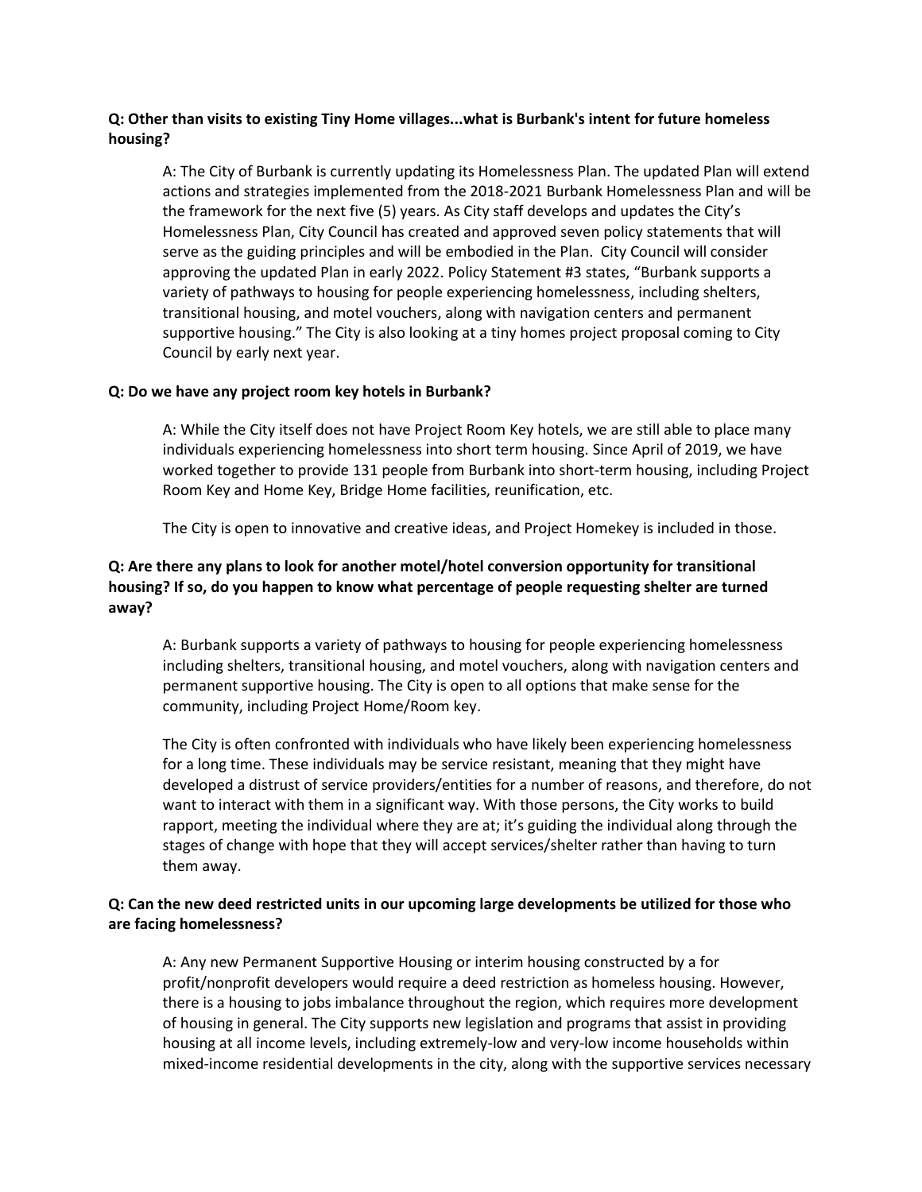**Q: Other than visits to existing Tiny Home villages...what is Burbank's intent for future homeless housing?**

A: The City of Burbank is currently updating its Homelessness Plan. The updated Plan will extend actions and strategies implemented from the 2018-2021 Burbank Homelessness Plan and will be the framework for the next five (5) years. As City staff develops and updates the City's Homelessness Plan, City Council has created and approved seven policy statements that will serve as the guiding principles and will be embodied in the Plan. City Council will consider approving the updated Plan in early 2022. Policy Statement #3 states, "Burbank supports a variety of pathways to housing for people experiencing homelessness, including shelters, transitional housing, and motel vouchers, along with navigation centers and permanent supportive housing." The City is also looking at a tiny homes project proposal coming to City Council by early next year.

**Q: Do we have any project room key hotels in Burbank?**

A: While the City itself does not have Project Room Key hotels, we are still able to place many individuals experiencing homelessness into short term housing. Since April of 2019, we have worked together to provide 131 people from Burbank into short-term housing, including Project Room Key and Home Key, Bridge Home facilities, reunification, etc.

The City is open to innovative and creative ideas, and Project Homekey is included in those.

**Q: Are there any plans to look for another motel/hotel conversion opportunity for transitional housing? If so, do you happen to know what percentage of people requesting shelter are turned away?**

A: Burbank supports a variety of pathways to housing for people experiencing homelessness including shelters, transitional housing, and motel vouchers, along with navigation centers and permanent supportive housing. The City is open to all options that make sense for the community, including Project Home/Room key.

The City is often confronted with individuals who have likely been experiencing homelessness for a long time. These individuals may be service resistant, meaning that they might have developed a distrust of service providers/entities for a number of reasons, and therefore, do not want to interact with them in a significant way. With those persons, the City works to build rapport, meeting the individual where they are at; it's guiding the individual along through the stages of change with hope that they will accept services/shelter rather than having to turn them away.

**Q: Can the new deed restricted units in our upcoming large developments be utilized for those who are facing homelessness?**

A: Any new Permanent Supportive Housing or interim housing constructed by a for profit/nonprofit developers would require a deed restriction as homeless housing. However, there is a housing to jobs imbalance throughout the region, which requires more development of housing in general. The City supports new legislation and programs that assist in providing housing at all income levels, including extremely-low and very-low income households within mixed-income residential developments in the city, along with the supportive services necessary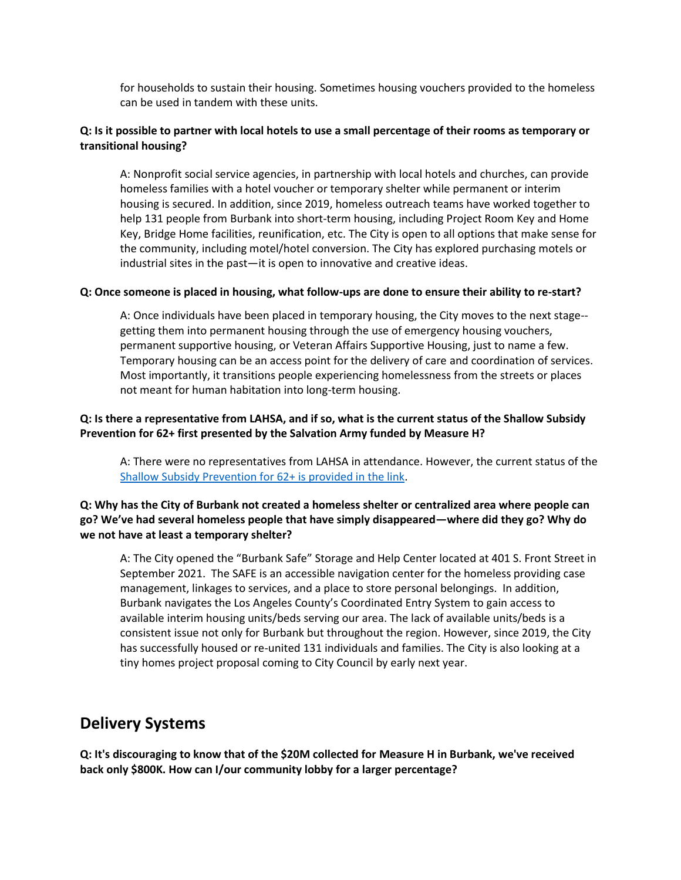for households to sustain their housing. Sometimes housing vouchers provided to the homeless can be used in tandem with these units.

**Q: Is it possible to partner with local hotels to use a small percentage of their rooms as temporary or transitional housing?**

A: Nonprofit social service agencies, in partnership with local hotels and churches, can provide homeless families with a hotel voucher or temporary shelter while permanent or interim housing is secured. In addition, since 2019, homeless outreach teams have worked together to help 131 people from Burbank into short-term housing, including Project Room Key and Home Key, Bridge Home facilities, reunification, etc. The City is open to all options that make sense for the community, including motel/hotel conversion. The City has explored purchasing motels or industrial sites in the past—it is open to innovative and creative ideas.

**Q: Once someone is placed in housing, what follow-ups are done to ensure their ability to re-start?**

A: Once individuals have been placed in temporary housing, the City moves to the next stage--getting them into permanent housing through the use of emergency housing vouchers, permanent supportive housing, or Veteran Affairs Supportive Housing, just to name a few. Temporary housing can be an access point for the delivery of care and coordination of services. Most importantly, it transitions people experiencing homelessness from the streets or places not meant for human habitation into long-term housing.

**Q: Is there a representative from LAHSA, and if so, what is the current status of the Shallow Subsidy Prevention for 62+ first presented by the Salvation Army funded by Measure H?**

A: There were no representatives from LAHSA in attendance. However, the current status of the Shallow Subsidy Prevention for 62+ is provided in the link.

**Q: Why has the City of Burbank not created a homeless shelter or centralized area where people can go? We've had several homeless people that have simply disappeared—where did they go? Why do we not have at least a temporary shelter?**

A: The City opened the "Burbank Safe" Storage and Help Center located at 401 S. Front Street in September 2021. The SAFE is an accessible navigation center for the homeless providing case management, linkages to services, and a place to store personal belongings. In addition, Burbank navigates the Los Angeles County's Coordinated Entry System to gain access to available interim housing units/beds serving our area. The lack of available units/beds is a consistent issue not only for Burbank but throughout the region. However, since 2019, the City has successfully housed or re-united 131 individuals and families. The City is also looking at a tiny homes project proposal coming to City Council by early next year.

## Delivery Systems

**Q: It's discouraging to know that of the $20M collected for Measure H in Burbank, we've received back only $800K. How can I/our community lobby for a larger percentage?**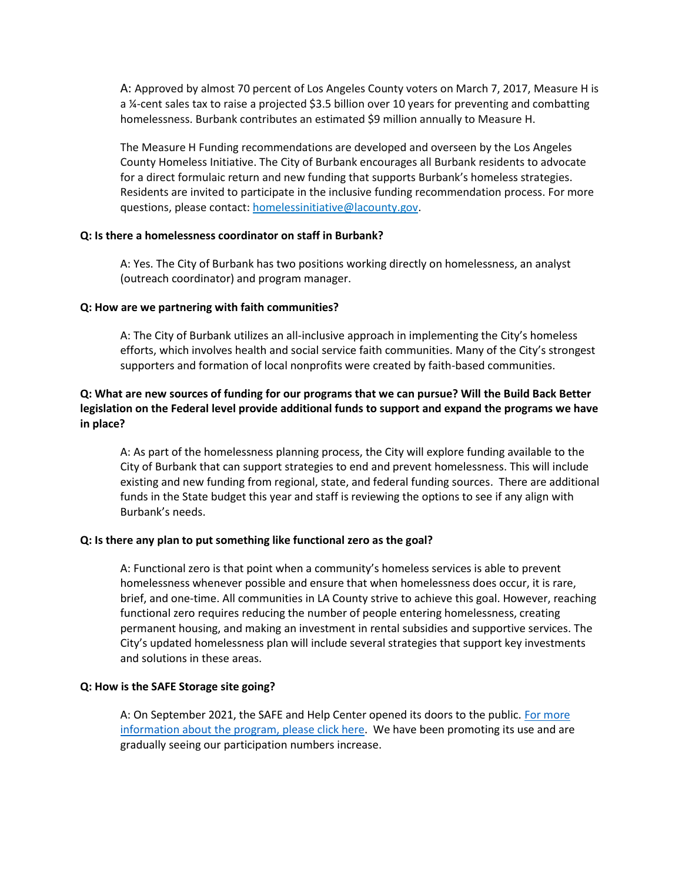A: Approved by almost 70 percent of Los Angeles County voters on March 7, 2017, Measure H is a ¼-cent sales tax to raise a projected $3.5 billion over 10 years for preventing and combatting homelessness. Burbank contributes an estimated $9 million annually to Measure H.

The Measure H Funding recommendations are developed and overseen by the Los Angeles County Homeless Initiative. The City of Burbank encourages all Burbank residents to advocate for a direct formulaic return and new funding that supports Burbank's homeless strategies. Residents are invited to participate in the inclusive funding recommendation process. For more questions, please contact: [homelessinitiative@lacounty.gov](mailto:homelessinitiative@lacounty.gov).

**Q: Is there a homelessness coordinator on staff in Burbank?**

A: Yes. The City of Burbank has two positions working directly on homelessness, an analyst (outreach coordinator) and program manager.

**Q: How are we partnering with faith communities?**

A: The City of Burbank utilizes an all-inclusive approach in implementing the City's homeless efforts, which involves health and social service faith communities. Many of the City's strongest supporters and formation of local nonprofits were created by faith-based communities.

**Q: What are new sources of funding for our programs that we can pursue? Will the Build Back Better legislation on the Federal level provide additional funds to support and expand the programs we have in place?**

A: As part of the homelessness planning process, the City will explore funding available to the City of Burbank that can support strategies to end and prevent homelessness. This will include existing and new funding from regional, state, and federal funding sources. There are additional funds in the State budget this year and staff is reviewing the options to see if any align with Burbank's needs.

**Q: Is there any plan to put something like functional zero as the goal?**

A: Functional zero is that point when a community's homeless services is able to prevent homelessness whenever possible and ensure that when homelessness does occur, it is rare, brief, and one-time. All communities in LA County strive to achieve this goal. However, reaching functional zero requires reducing the number of people entering homelessness, creating permanent housing, and making an investment in rental subsidies and supportive services. The City's updated homelessness plan will include several strategies that support key investments and solutions in these areas.

**Q: How is the SAFE Storage site going?**

A: On September 2021, the SAFE and Help Center opened its doors to the public. For more information about the program, please click here. We have been promoting its use and are gradually seeing our participation numbers increase.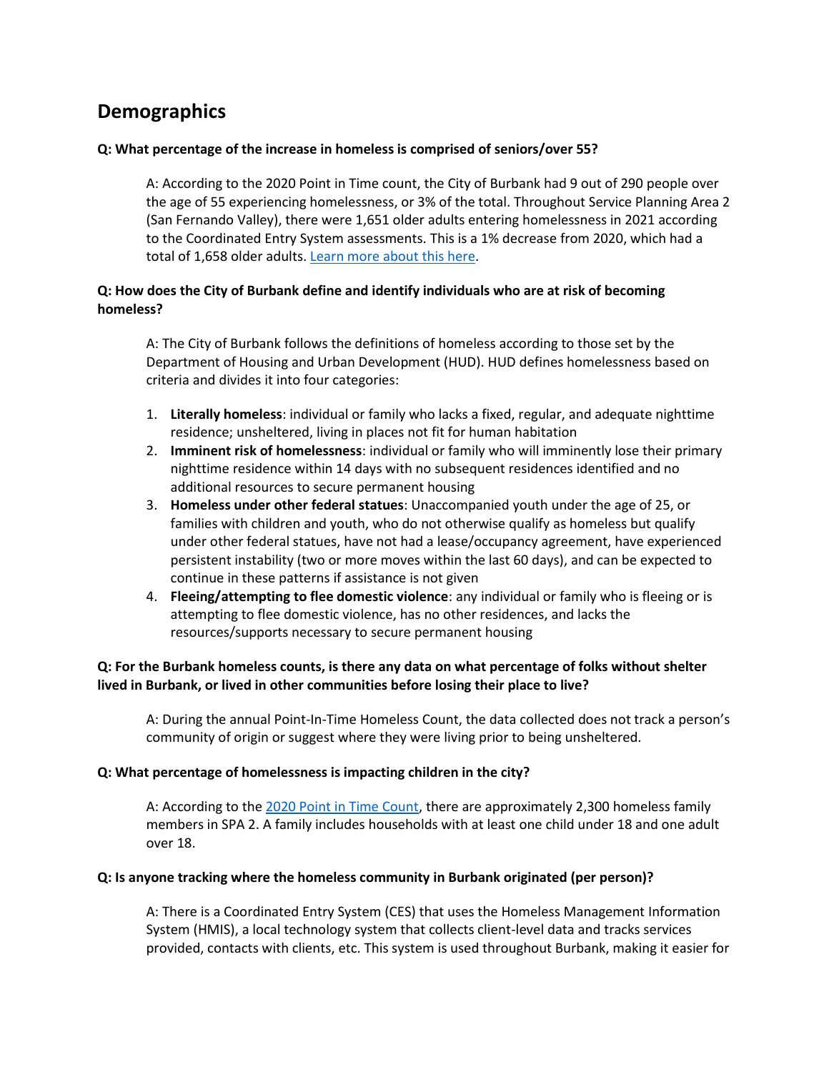## Demographics

**Q: What percentage of the increase in homeless is comprised of seniors/over 55?**

A: According to the 2020 Point in Time count, the City of Burbank had 9 out of 290 people over the age of 55 experiencing homelessness, or 3% of the total. Throughout Service Planning Area 2 (San Fernando Valley), there were 1,651 older adults entering homelessness in 2021 according to the Coordinated Entry System assessments. This is a 1% decrease from 2020, which had a total of 1,658 older adults. Learn more about this here.

**Q: How does the City of Burbank define and identify individuals who are at risk of becoming homeless?**

A: The City of Burbank follows the definitions of homeless according to those set by the Department of Housing and Urban Development (HUD). HUD defines homelessness based on criteria and divides it into four categories:

1. **Literally homeless**: individual or family who lacks a fixed, regular, and adequate nighttime residence; unsheltered, living in places not fit for human habitation
2. **Imminent risk of homelessness**: individual or family who will imminently lose their primary nighttime residence within 14 days with no subsequent residences identified and no additional resources to secure permanent housing
3. **Homeless under other federal statues**: Unaccompanied youth under the age of 25, or families with children and youth, who do not otherwise qualify as homeless but qualify under other federal statues, have not had a lease/occupancy agreement, have experienced persistent instability (two or more moves within the last 60 days), and can be expected to continue in these patterns if assistance is not given
4. **Fleeing/attempting to flee domestic violence**: any individual or family who is fleeing or is attempting to flee domestic violence, has no other residences, and lacks the resources/supports necessary to secure permanent housing

**Q: For the Burbank homeless counts, is there any data on what percentage of folks without shelter lived in Burbank, or lived in other communities before losing their place to live?**

A: During the annual Point-In-Time Homeless Count, the data collected does not track a person's community of origin or suggest where they were living prior to being unsheltered.

**Q: What percentage of homelessness is impacting children in the city?**

A: According to the 2020 Point in Time Count, there are approximately 2,300 homeless family members in SPA 2. A family includes households with at least one child under 18 and one adult over 18.

**Q: Is anyone tracking where the homeless community in Burbank originated (per person)?**

A: There is a Coordinated Entry System (CES) that uses the Homeless Management Information System (HMIS), a local technology system that collects client-level data and tracks services provided, contacts with clients, etc. This system is used throughout Burbank, making it easier for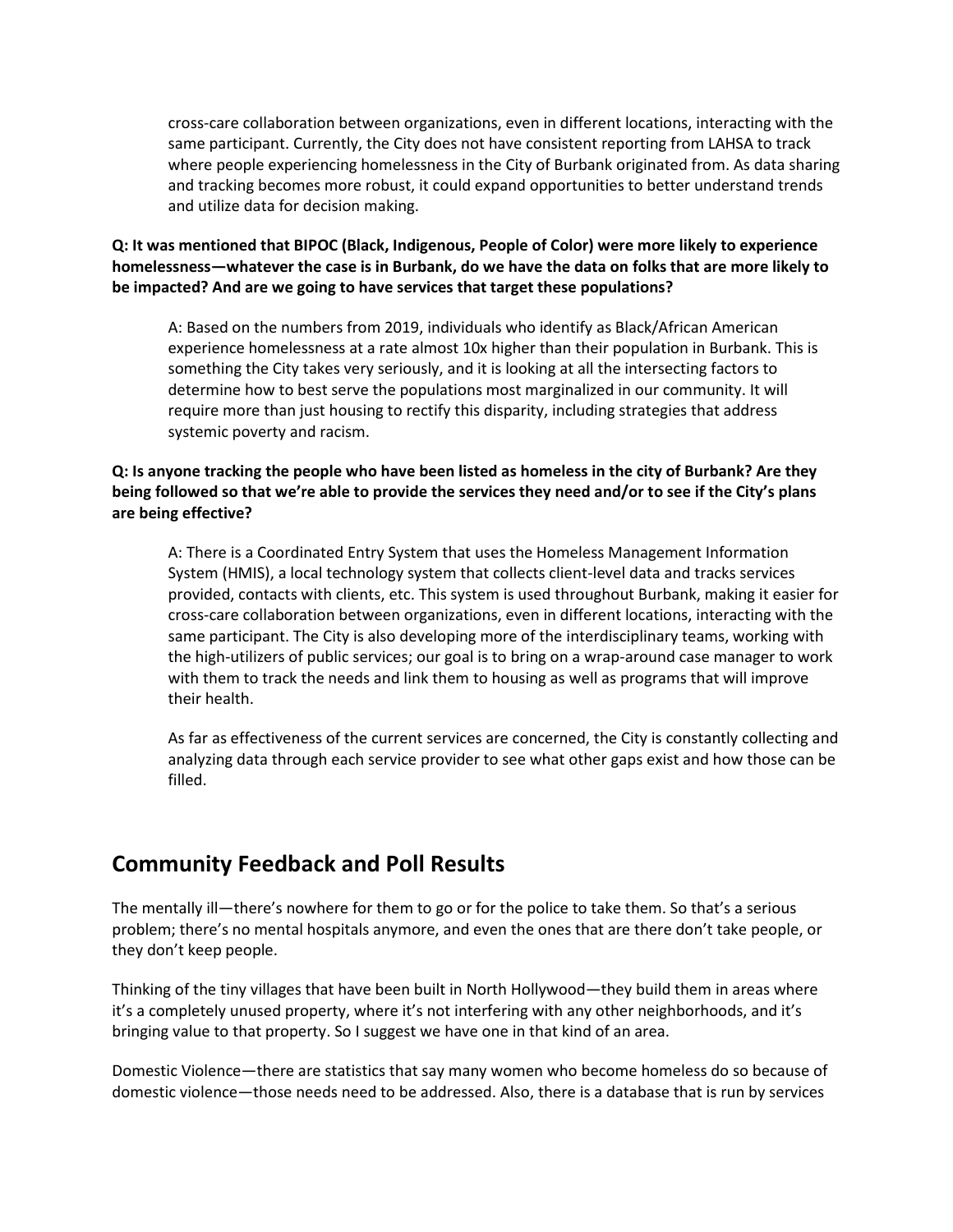cross-care collaboration between organizations, even in different locations, interacting with the same participant. Currently, the City does not have consistent reporting from LAHSA to track where people experiencing homelessness in the City of Burbank originated from. As data sharing and tracking becomes more robust, it could expand opportunities to better understand trends and utilize data for decision making.

**Q: It was mentioned that BIPOC (Black, Indigenous, People of Color) were more likely to experience homelessness—whatever the case is in Burbank, do we have the data on folks that are more likely to be impacted? And are we going to have services that target these populations?**

A: Based on the numbers from 2019, individuals who identify as Black/African American experience homelessness at a rate almost 10x higher than their population in Burbank. This is something the City takes very seriously, and it is looking at all the intersecting factors to determine how to best serve the populations most marginalized in our community. It will require more than just housing to rectify this disparity, including strategies that address systemic poverty and racism.

**Q: Is anyone tracking the people who have been listed as homeless in the city of Burbank? Are they being followed so that we're able to provide the services they need and/or to see if the City's plans are being effective?**

A: There is a Coordinated Entry System that uses the Homeless Management Information System (HMIS), a local technology system that collects client-level data and tracks services provided, contacts with clients, etc. This system is used throughout Burbank, making it easier for cross-care collaboration between organizations, even in different locations, interacting with the same participant. The City is also developing more of the interdisciplinary teams, working with the high-utilizers of public services; our goal is to bring on a wrap-around case manager to work with them to track the needs and link them to housing as well as programs that will improve their health.

As far as effectiveness of the current services are concerned, the City is constantly collecting and analyzing data through each service provider to see what other gaps exist and how those can be filled.

## Community Feedback and Poll Results

The mentally ill—there's nowhere for them to go or for the police to take them. So that's a serious problem; there's no mental hospitals anymore, and even the ones that are there don't take people, or they don't keep people.

Thinking of the tiny villages that have been built in North Hollywood—they build them in areas where it's a completely unused property, where it's not interfering with any other neighborhoods, and it's bringing value to that property. So I suggest we have one in that kind of an area.

Domestic Violence—there are statistics that say many women who become homeless do so because of domestic violence—those needs need to be addressed. Also, there is a database that is run by services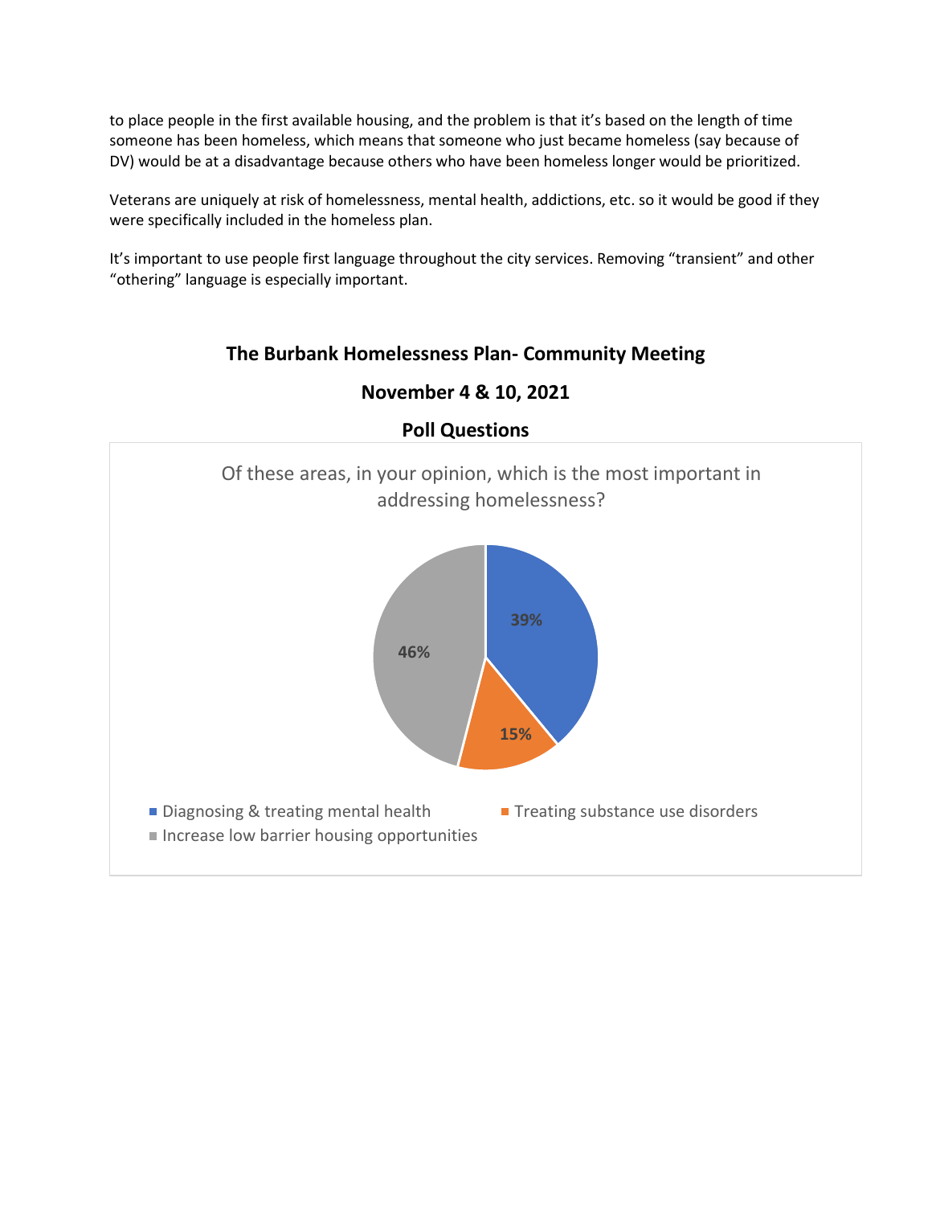to place people in the first available housing, and the problem is that it's based on the length of time someone has been homeless, which means that someone who just became homeless (say because of DV) would be at a disadvantage because others who have been homeless longer would be prioritized.

Veterans are uniquely at risk of homelessness, mental health, addictions, etc. so it would be good if they were specifically included in the homeless plan.

It's important to use people first language throughout the city services. Removing "transient" and other "othering" language is especially important.

## The Burbank Homelessness Plan- Community Meeting

## November 4 & 10, 2021

## Poll Questions

Of these areas, in your opinion, which is the most important in addressing homelessness?

| Area | Percentage |
| --- | --- |
| Diagnosing & treating mental health | 39% |
| Treating substance use disorders | 15% |
| Increase low barrier housing opportunities | 46% |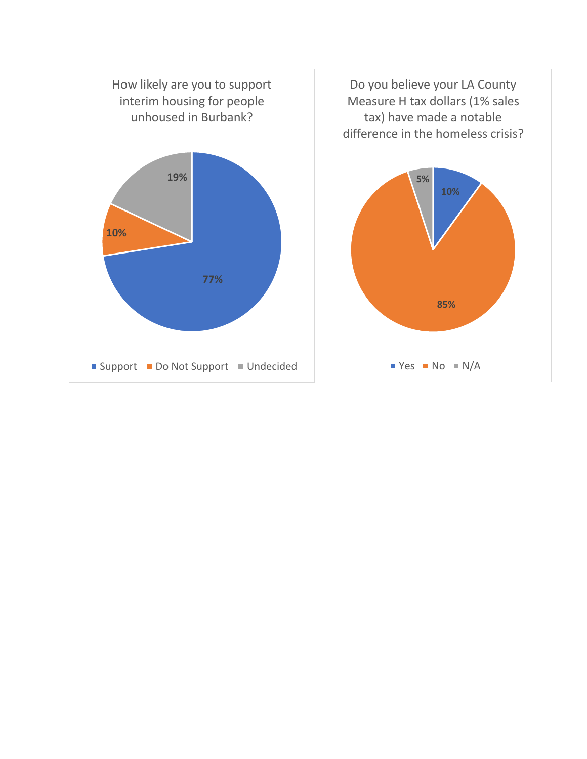How likely are you to support interim housing for people unhoused in Burbank?

19%

10%

77%

Support
Do Not Support
Undecided

Do you believe your LA County Measure H tax dollars (1% sales tax) have made a notable difference in the homeless crisis?

5%

10%

85%

Yes
No
N/A